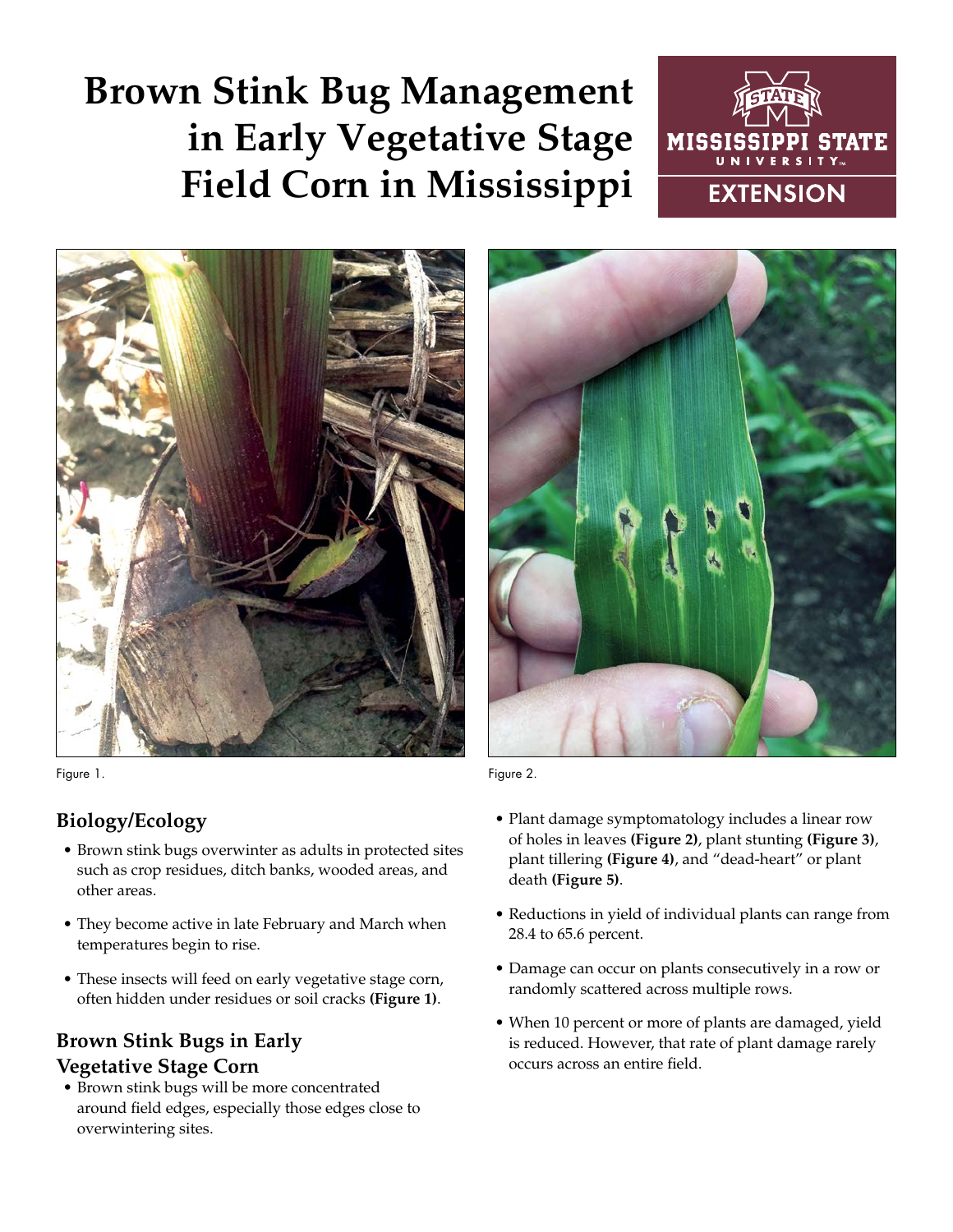# Brown Stink Bug Management in Early Vegetative Stage Field Corn in Mississippi

Figure 1.

Figure 2.

## Biology/Ecology

- Brown stink bugs overwinter as adults in protected sites such as crop residues, ditch banks, wooded areas, and other areas.
- They become active in late February and March when temperatures begin to rise.
- These insects will feed on early vegetative stage corn, often hidden under residues or soil cracks **(Figure 1)**.

## Brown Stink Bugs in Early Vegetative Stage Corn

- Brown stink bugs will be more concentrated around field edges, especially those edges close to overwintering sites.
- Plant damage symptomatology includes a linear row of holes in leaves **(Figure 2)**, plant stunting **(Figure 3)**, plant tillering **(Figure 4)**, and "dead-heart" or plant death **(Figure 5)**.
- Reductions in yield of individual plants can range from 28.4 to 65.6 percent.
- Damage can occur on plants consecutively in a row or randomly scattered across multiple rows.
- When 10 percent or more of plants are damaged, yield is reduced. However, that rate of plant damage rarely occurs across an entire field.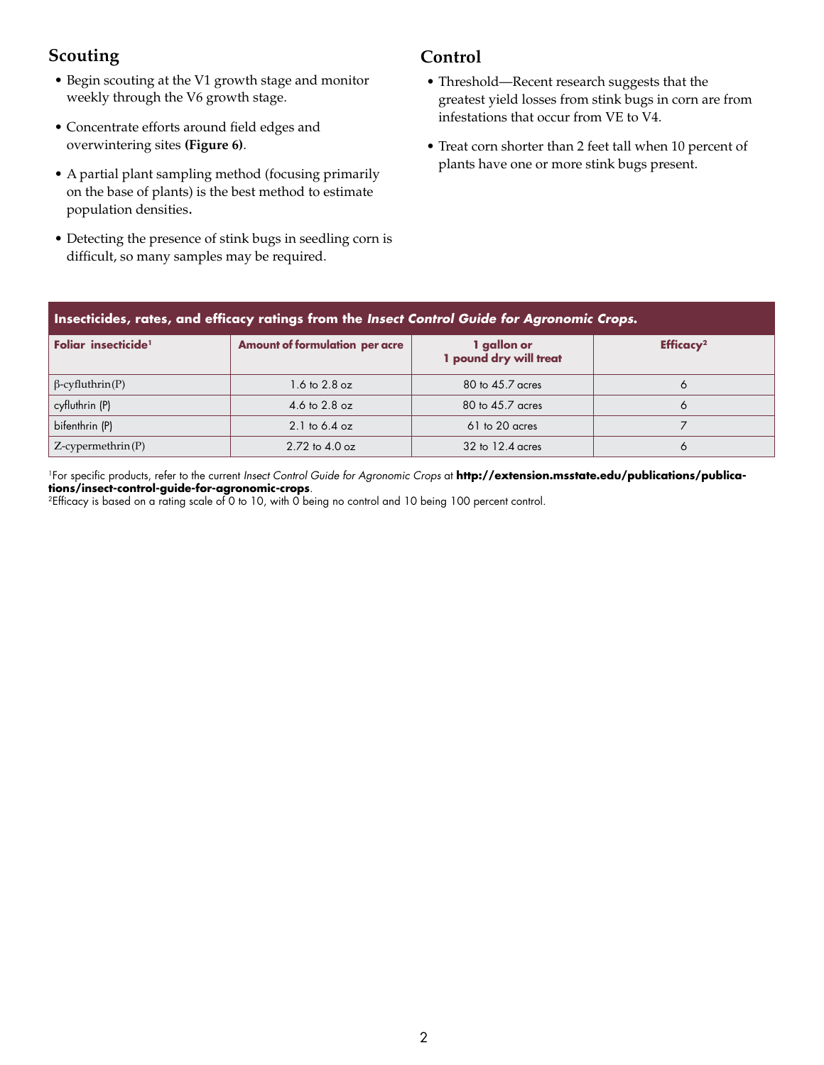## Scouting

- Begin scouting at the V1 growth stage and monitor weekly through the V6 growth stage.
- Concentrate efforts around field edges and overwintering sites **(Figure 6)**.
- A partial plant sampling method (focusing primarily on the base of plants) is the best method to estimate population densities**.**
- Detecting the presence of stink bugs in seedling corn is difficult, so many samples may be required.

## Control

- Threshold—Recent research suggests that the greatest yield losses from stink bugs in corn are from infestations that occur from VE to V4.
- Treat corn shorter than 2 feet tall when 10 percent of plants have one or more stink bugs present.

**Insecticides, rates, and efficacy ratings from the *Insect Control Guide for Agronomic Crops*.**

| Foliar insecticide[1] | Amount of formulation per acre | 1 gallon or 1 pound dry will treat | Efficacy[2] |
|---|---|---|---|
| β-cyfluthrin(P) | 1.6 to 2.8 oz | 80 to 45.7 acres | 6 |
| cyfluthrin (P) | 4.6 to 2.8 oz | 80 to 45.7 acres | 6 |
| bifenthrin (P) | 2.1 to 6.4 oz | 61 to 20 acres | 7 |
| Z-cypermethrin(P) | 2.72 to 4.0 oz | 32 to 12.4 acres | 6 |

[1]For specific products, refer to the current *Insect Control Guide for Agronomic Crops* at **http://extension.msstate.edu/publications/publications/insect-control-guide-for-agronomic-crops**.
[2]Efficacy is based on a rating scale of 0 to 10, with 0 being no control and 10 being 100 percent control.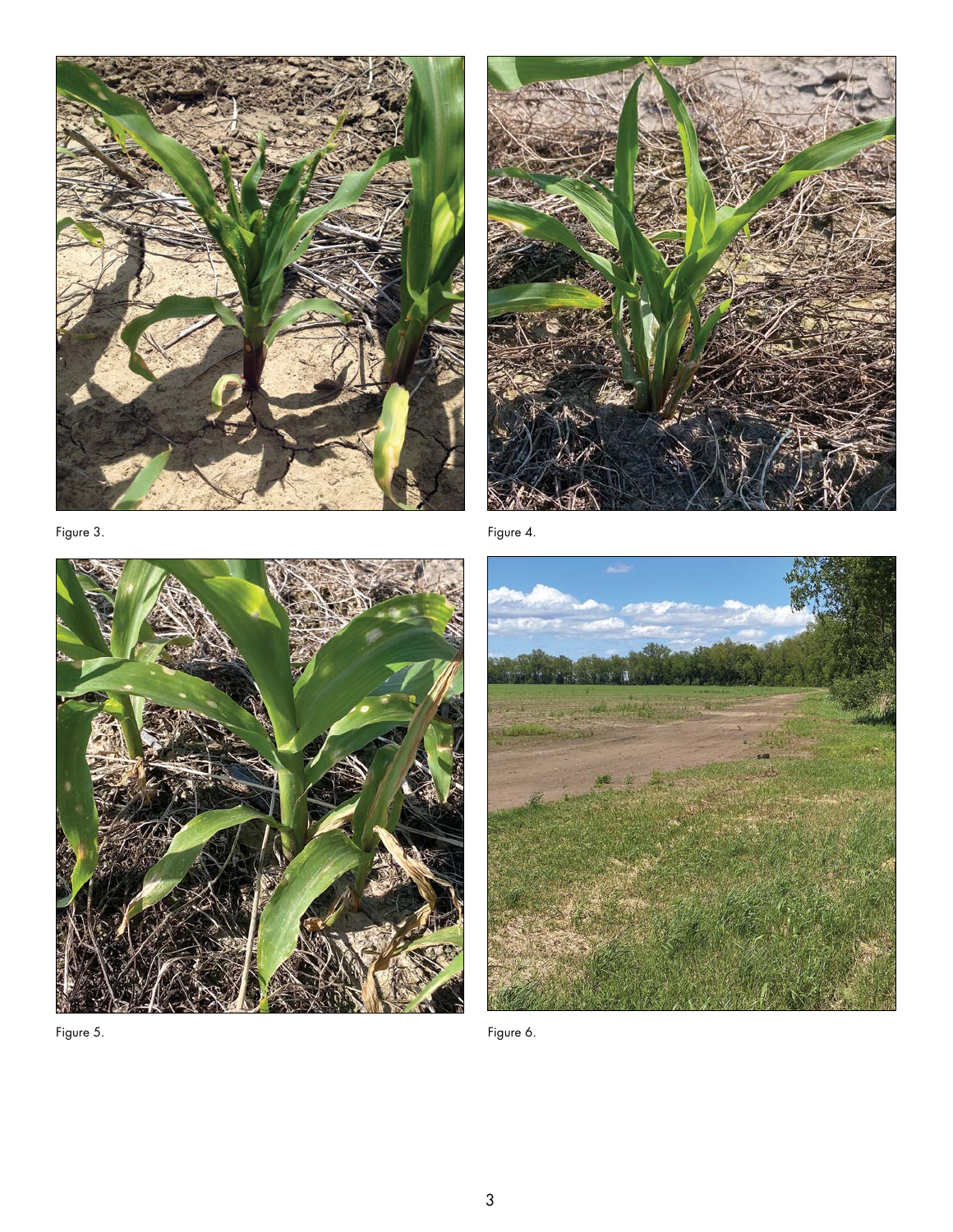Figure 3.

Figure 4.

Figure 5.

Figure 6.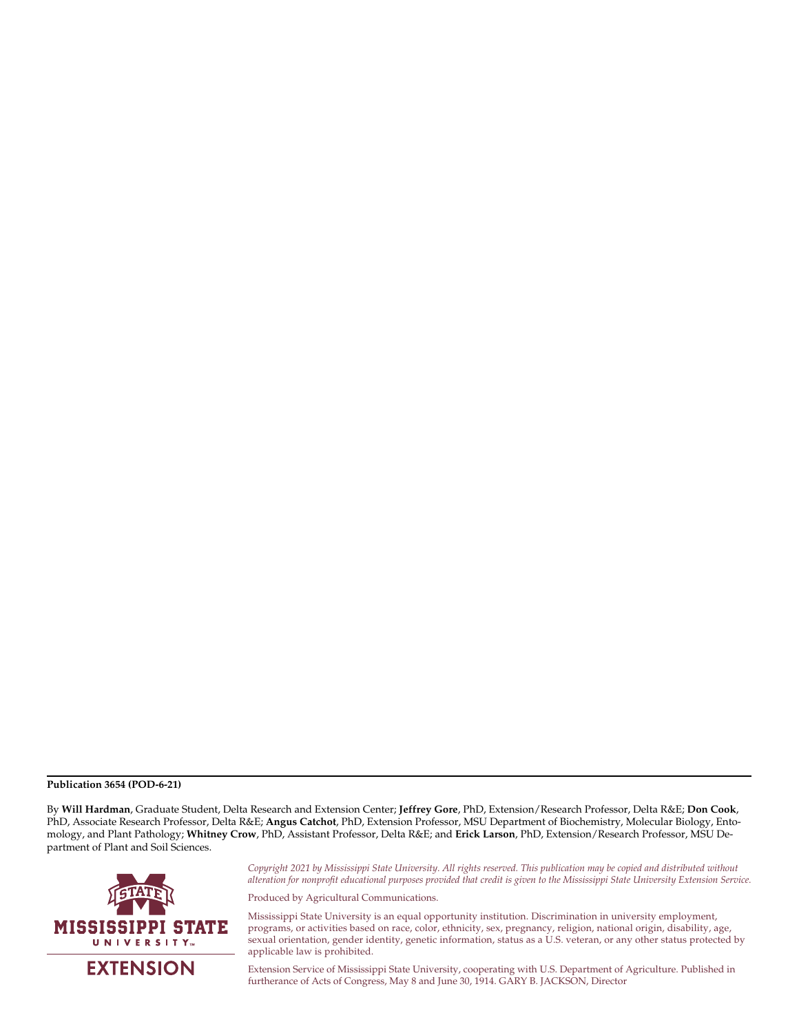**Publication 3654 (POD-6-21)**

By **Will Hardman**, Graduate Student, Delta Research and Extension Center; **Jeffrey Gore**, PhD, Extension/Research Professor, Delta R&E; **Don Cook**, PhD, Associate Research Professor, Delta R&E; **Angus Catchot**, PhD, Extension Professor, MSU Department of Biochemistry, Molecular Biology, Entomology, and Plant Pathology; **Whitney Crow**, PhD, Assistant Professor, Delta R&E; and **Erick Larson**, PhD, Extension/Research Professor, MSU Department of Plant and Soil Sciences.

MISSISSIPPI STATE UNIVERSITY™

EXTENSION

*Copyright 2021 by Mississippi State University. All rights reserved. This publication may be copied and distributed without alteration for nonprofit educational purposes provided that credit is given to the Mississippi State University Extension Service.*

Produced by Agricultural Communications.

Mississippi State University is an equal opportunity institution. Discrimination in university employment, programs, or activities based on race, color, ethnicity, sex, pregnancy, religion, national origin, disability, age, sexual orientation, gender identity, genetic information, status as a U.S. veteran, or any other status protected by applicable law is prohibited.

Extension Service of Mississippi State University, cooperating with U.S. Department of Agriculture. Published in furtherance of Acts of Congress, May 8 and June 30, 1914. GARY B. JACKSON, Director